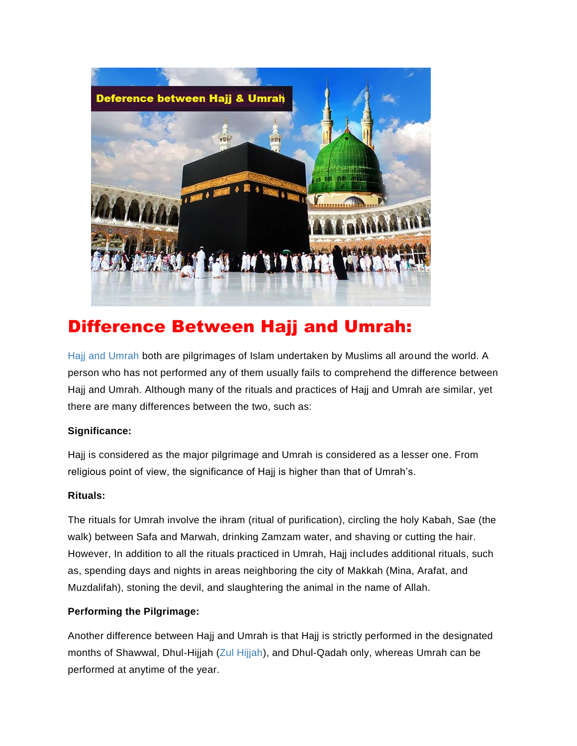# Difference Between Hajj and Umrah:

Hajj and Umrah both are pilgrimages of Islam undertaken by Muslims all around the world. A person who has not performed any of them usually fails to comprehend the difference between Hajj and Umrah. Although many of the rituals and practices of Hajj and Umrah are similar, yet there are many differences between the two, such as:

**Significance:**

Hajj is considered as the major pilgrimage and Umrah is considered as a lesser one. From religious point of view, the significance of Hajj is higher than that of Umrah's.

**Rituals:**

The rituals for Umrah involve the ihram (ritual of purification), circling the holy Kabah, Sae (the walk) between Safa and Marwah, drinking Zamzam water, and shaving or cutting the hair. However, In addition to all the rituals practiced in Umrah, Hajj includes additional rituals, such as, spending days and nights in areas neighboring the city of Makkah (Mina, Arafat, and Muzdalifah), stoning the devil, and slaughtering the animal in the name of Allah.

**Performing the Pilgrimage:**

Another difference between Hajj and Umrah is that Hajj is strictly performed in the designated months of Shawwal, Dhul-Hijjah (Zul Hijjah), and Dhul-Qadah only, whereas Umrah can be performed at anytime of the year.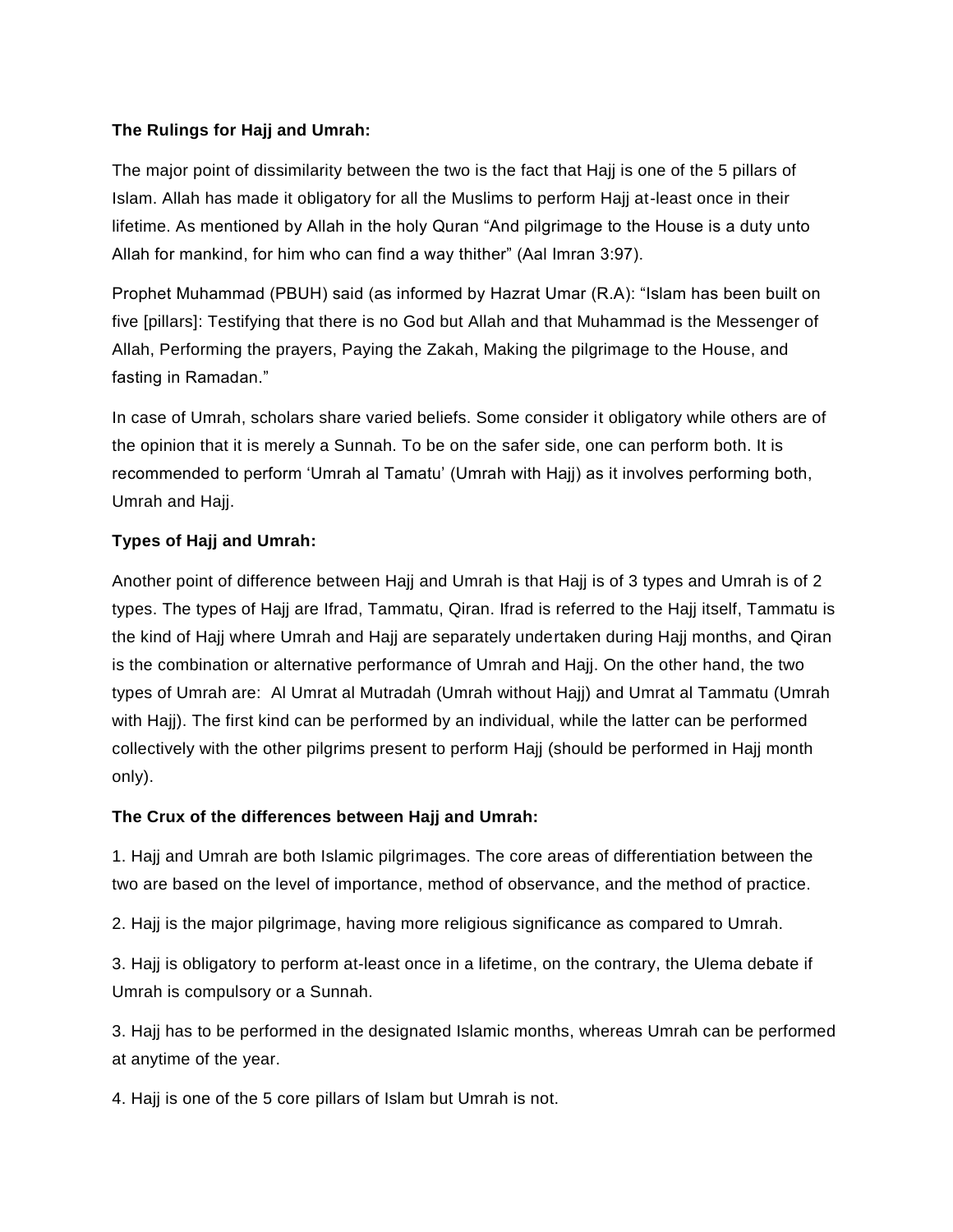**The Rulings for Hajj and Umrah:**

The major point of dissimilarity between the two is the fact that Hajj is one of the 5 pillars of Islam. Allah has made it obligatory for all the Muslims to perform Hajj at-least once in their lifetime. As mentioned by Allah in the holy Quran "And pilgrimage to the House is a duty unto Allah for mankind, for him who can find a way thither" (Aal Imran 3:97).

Prophet Muhammad (PBUH) said (as informed by Hazrat Umar (R.A): "Islam has been built on five [pillars]: Testifying that there is no God but Allah and that Muhammad is the Messenger of Allah, Performing the prayers, Paying the Zakah, Making the pilgrimage to the House, and fasting in Ramadan."

In case of Umrah, scholars share varied beliefs. Some consider it obligatory while others are of the opinion that it is merely a Sunnah. To be on the safer side, one can perform both. It is recommended to perform 'Umrah al Tamatu' (Umrah with Hajj) as it involves performing both, Umrah and Hajj.

**Types of Hajj and Umrah:**

Another point of difference between Hajj and Umrah is that Hajj is of 3 types and Umrah is of 2 types. The types of Hajj are Ifrad, Tammatu, Qiran. Ifrad is referred to the Hajj itself, Tammatu is the kind of Hajj where Umrah and Hajj are separately undertaken during Hajj months, and Qiran is the combination or alternative performance of Umrah and Hajj. On the other hand, the two types of Umrah are: Al Umrat al Mutradah (Umrah without Hajj) and Umrat al Tammatu (Umrah with Hajj). The first kind can be performed by an individual, while the latter can be performed collectively with the other pilgrims present to perform Hajj (should be performed in Hajj month only).

**The Crux of the differences between Hajj and Umrah:**

1. Hajj and Umrah are both Islamic pilgrimages. The core areas of differentiation between the two are based on the level of importance, method of observance, and the method of practice.

2. Hajj is the major pilgrimage, having more religious significance as compared to Umrah.

3. Hajj is obligatory to perform at-least once in a lifetime, on the contrary, the Ulema debate if Umrah is compulsory or a Sunnah.

3. Hajj has to be performed in the designated Islamic months, whereas Umrah can be performed at anytime of the year.

4. Hajj is one of the 5 core pillars of Islam but Umrah is not.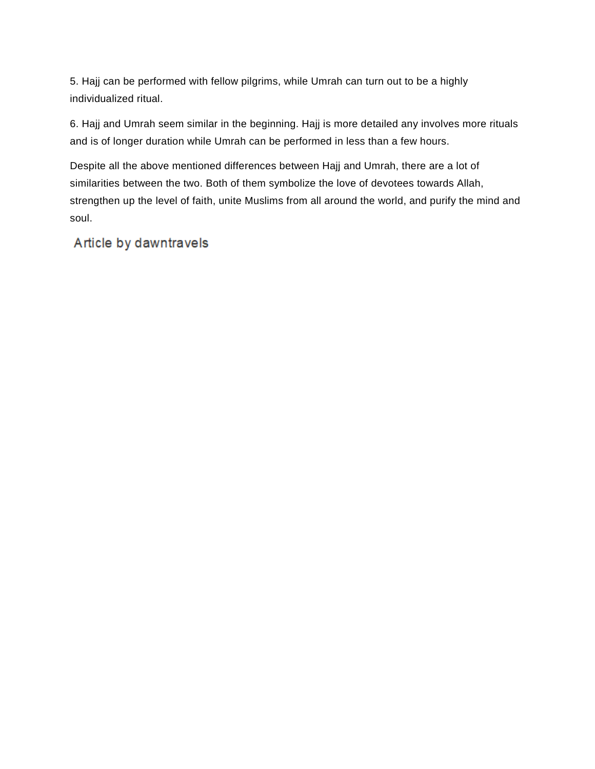5. Hajj can be performed with fellow pilgrims, while Umrah can turn out to be a highly individualized ritual.

6. Hajj and Umrah seem similar in the beginning. Hajj is more detailed any involves more rituals and is of longer duration while Umrah can be performed in less than a few hours.

Despite all the above mentioned differences between Hajj and Umrah, there are a lot of similarities between the two. Both of them symbolize the love of devotees towards Allah, strengthen up the level of faith, unite Muslims from all around the world, and purify the mind and soul.

Article by dawntravels